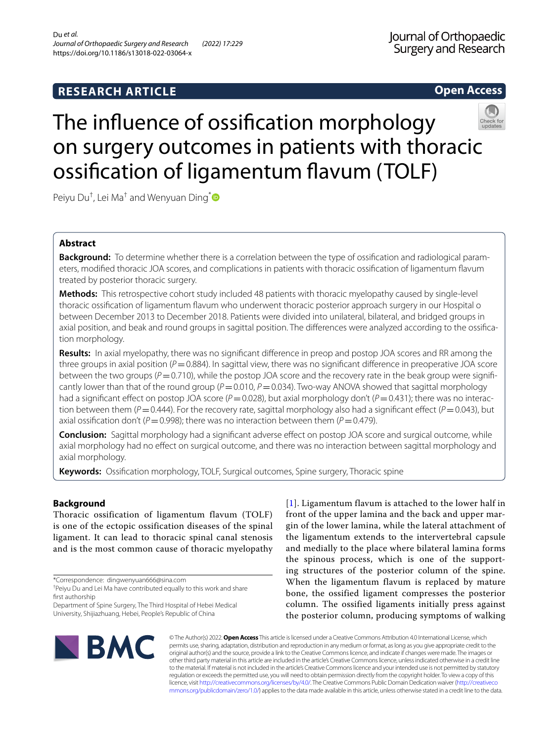RESEARCH ARTICLE

Open Access

# The influence of ossification morphology on surgery outcomes in patients with thoracic ossification of ligamentum flavum (TOLF)

Peiyu Du[†], Lei Ma[†] and Wenyuan Ding[*]

## Abstract

**Background:** To determine whether there is a correlation between the type of ossification and radiological parameters, modified thoracic JOA scores, and complications in patients with thoracic ossification of ligamentum flavum treated by posterior thoracic surgery.

**Methods:** This retrospective cohort study included 48 patients with thoracic myelopathy caused by single-level thoracic ossification of ligamentum flavum who underwent thoracic posterior approach surgery in our Hospital o between December 2013 to December 2018. Patients were divided into unilateral, bilateral, and bridged groups in axial position, and beak and round groups in sagittal position. The differences were analyzed according to the ossification morphology.

**Results:** In axial myelopathy, there was no significant difference in preop and postop JOA scores and RR among the three groups in axial position ($P=0.884$). In sagittal view, there was no significant difference in preoperative JOA score between the two groups ($P=0.710$), while the postop JOA score and the recovery rate in the beak group were significantly lower than that of the round group ($P=0.010$, $P=0.034$). Two-way ANOVA showed that sagittal morphology had a significant effect on postop JOA score ($P=0.028$), but axial morphology don't ($P=0.431$); there was no interaction between them ($P=0.444$). For the recovery rate, sagittal morphology also had a significant effect ($P=0.043$), but axial ossification don't ($P=0.998$); there was no interaction between them ($P=0.479$).

**Conclusion:** Sagittal morphology had a significant adverse effect on postop JOA score and surgical outcome, while axial morphology had no effect on surgical outcome, and there was no interaction between sagittal morphology and axial morphology.

**Keywords:** Ossification morphology, TOLF, Surgical outcomes, Spine surgery, Thoracic spine

## Background

Thoracic ossification of ligamentum flavum (TOLF) is one of the ectopic ossification diseases of the spinal ligament. It can lead to thoracic spinal canal stenosis and is the most common cause of thoracic myelopathy [1]. Ligamentum flavum is attached to the lower half in front of the upper lamina and the back and upper margin of the lower lamina, while the lateral attachment of the ligamentum extends to the intervertebral capsule and medially to the place where bilateral lamina forms the spinous process, which is one of the supporting structures of the posterior column of the spine. When the ligamentum flavum is replaced by mature bone, the ossified ligament compresses the posterior column. The ossified ligaments initially press against the posterior column, producing symptoms of walking

*Correspondence: dingwenyuan666@sina.com

†Peiyu Du and Lei Ma have contributed equally to this work and share first authorship

Department of Spine Surgery, The Third Hospital of Hebei Medical University, Shijiazhuang, Hebei, People's Republic of China

© The Author(s) 2022. **Open Access** This article is licensed under a Creative Commons Attribution 4.0 International License, which permits use, sharing, adaptation, distribution and reproduction in any medium or format, as long as you give appropriate credit to the original author(s) and the source, provide a link to the Creative Commons licence, and indicate if changes were made. The images or other third party material in this article are included in the article's Creative Commons licence, unless indicated otherwise in a credit line to the material. If material is not included in the article's Creative Commons licence and your intended use is not permitted by statutory regulation or exceeds the permitted use, you will need to obtain permission directly from the copyright holder. To view a copy of this licence, visit http://creativecommons.org/licenses/by/4.0/. The Creative Commons Public Domain Dedication waiver (http://creativecommons.org/publicdomain/zero/1.0/) applies to the data made available in this article, unless otherwise stated in a credit line to the data.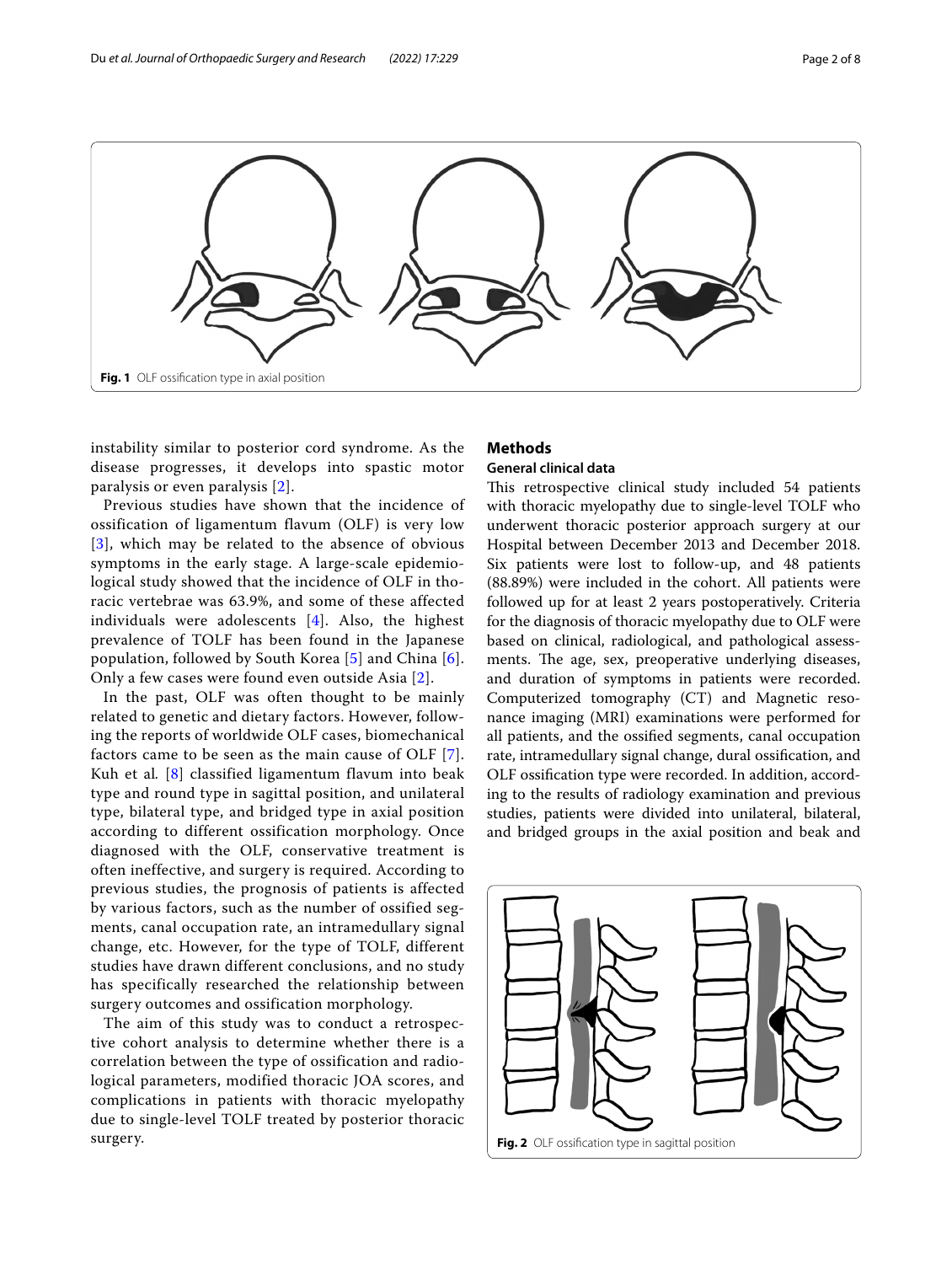Fig. 1 OLF ossification type in axial position

instability similar to posterior cord syndrome. As the disease progresses, it develops into spastic motor paralysis or even paralysis [2].

Previous studies have shown that the incidence of ossification of ligamentum flavum (OLF) is very low [3], which may be related to the absence of obvious symptoms in the early stage. A large-scale epidemiological study showed that the incidence of OLF in thoracic vertebrae was 63.9%, and some of these affected individuals were adolescents [4]. Also, the highest prevalence of TOLF has been found in the Japanese population, followed by South Korea [5] and China [6]. Only a few cases were found even outside Asia [2].

In the past, OLF was often thought to be mainly related to genetic and dietary factors. However, following the reports of worldwide OLF cases, biomechanical factors came to be seen as the main cause of OLF [7]. Kuh et al. [8] classified ligamentum flavum into beak type and round type in sagittal position, and unilateral type, bilateral type, and bridged type in axial position according to different ossification morphology. Once diagnosed with the OLF, conservative treatment is often ineffective, and surgery is required. According to previous studies, the prognosis of patients is affected by various factors, such as the number of ossified segments, canal occupation rate, an intramedullary signal change, etc. However, for the type of TOLF, different studies have drawn different conclusions, and no study has specifically researched the relationship between surgery outcomes and ossification morphology.

The aim of this study was to conduct a retrospective cohort analysis to determine whether there is a correlation between the type of ossification and radiological parameters, modified thoracic JOA scores, and complications in patients with thoracic myelopathy due to single-level TOLF treated by posterior thoracic surgery.

## Methods

### General clinical data

This retrospective clinical study included 54 patients with thoracic myelopathy due to single-level TOLF who underwent thoracic posterior approach surgery at our Hospital between December 2013 and December 2018. Six patients were lost to follow-up, and 48 patients (88.89%) were included in the cohort. All patients were followed up for at least 2 years postoperatively. Criteria for the diagnosis of thoracic myelopathy due to OLF were based on clinical, radiological, and pathological assessments. The age, sex, preoperative underlying diseases, and duration of symptoms in patients were recorded. Computerized tomography (CT) and Magnetic resonance imaging (MRI) examinations were performed for all patients, and the ossified segments, canal occupation rate, intramedullary signal change, dural ossification, and OLF ossification type were recorded. In addition, according to the results of radiology examination and previous studies, patients were divided into unilateral, bilateral, and bridged groups in the axial position and beak and

Fig. 2 OLF ossification type in sagittal position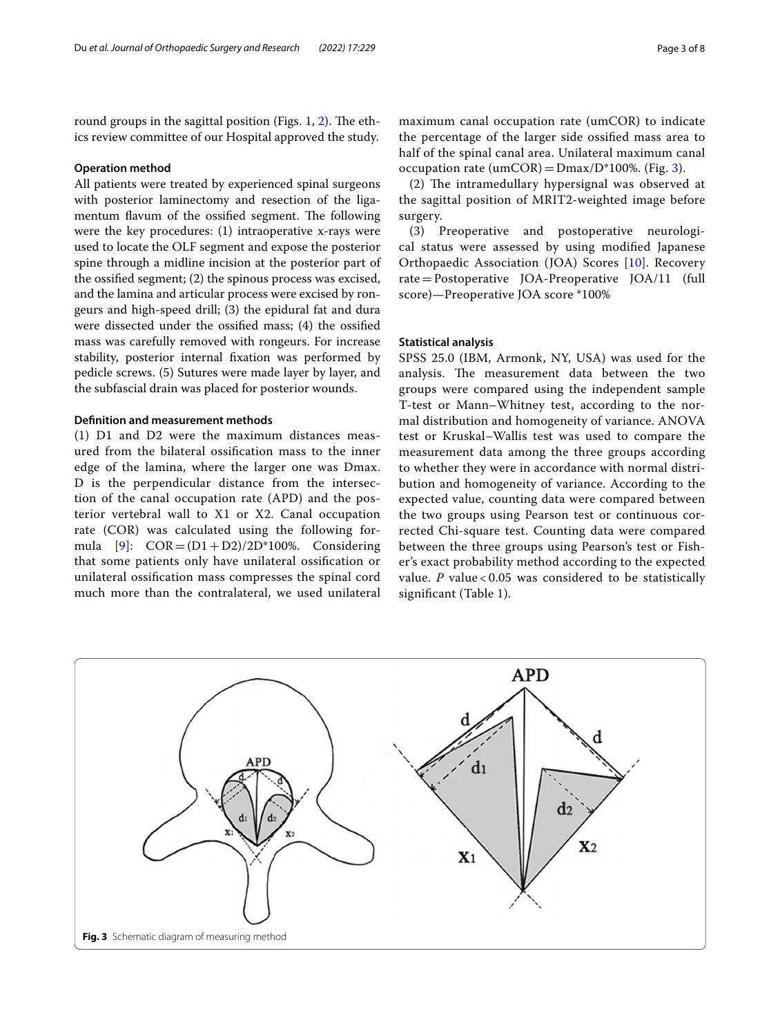round groups in the sagittal position (Figs. 1, 2). The ethics review committee of our Hospital approved the study.

### Operation method

All patients were treated by experienced spinal surgeons with posterior laminectomy and resection of the ligamentum flavum of the ossified segment. The following were the key procedures: (1) intraoperative x-rays were used to locate the OLF segment and expose the posterior spine through a midline incision at the posterior part of the ossified segment; (2) the spinous process was excised, and the lamina and articular process were excised by rongeurs and high-speed drill; (3) the epidural fat and dura were dissected under the ossified mass; (4) the ossified mass was carefully removed with rongeurs. For increase stability, posterior internal fixation was performed by pedicle screws. (5) Sutures were made layer by layer, and the subfascial drain was placed for posterior wounds.

### Definition and measurement methods

(1) D1 and D2 were the maximum distances measured from the bilateral ossification mass to the inner edge of the lamina, where the larger one was Dmax. D is the perpendicular distance from the intersection of the canal occupation rate (APD) and the posterior vertebral wall to X1 or X2. Canal occupation rate (COR) was calculated using the following formula [9]: COR = (D1 + D2)/2D*100%. Considering that some patients only have unilateral ossification or unilateral ossification mass compresses the spinal cord much more than the contralateral, we used unilateral maximum canal occupation rate (umCOR) to indicate the percentage of the larger side ossified mass area to half of the spinal canal area. Unilateral maximum canal occupation rate (umCOR) = Dmax/D*100%. (Fig. 3).

(2) The intramedullary hypersignal was observed at the sagittal position of MRIT2-weighted image before surgery.

(3) Preoperative and postoperative neurological status were assessed by using modified Japanese Orthopaedic Association (JOA) Scores [10]. Recovery rate = Postoperative JOA-Preoperative JOA/11 (full score)—Preoperative JOA score *100%

### Statistical analysis

SPSS 25.0 (IBM, Armonk, NY, USA) was used for the analysis. The measurement data between the two groups were compared using the independent sample T-test or Mann–Whitney test, according to the normal distribution and homogeneity of variance. ANOVA test or Kruskal–Wallis test was used to compare the measurement data among the three groups according to whether they were in accordance with normal distribution and homogeneity of variance. According to the expected value, counting data were compared between the two groups using Pearson test or continuous corrected Chi-square test. Counting data were compared between the three groups using Pearson's test or Fisher's exact probability method according to the expected value. $P$ value < 0.05 was considered to be statistically significant (Table 1).

**Fig. 3** Schematic diagram of measuring method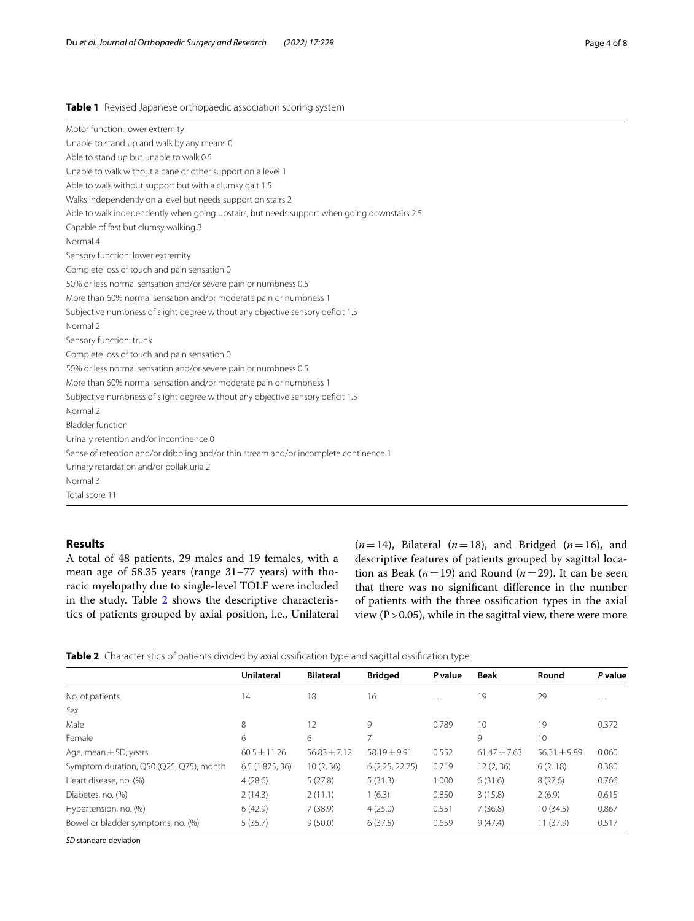**Table 1** Revised Japanese orthopaedic association scoring system

| |
|---|
| Motor function: lower extremity |
| Unable to stand up and walk by any means 0 |
| Able to stand up but unable to walk 0.5 |
| Unable to walk without a cane or other support on a level 1 |
| Able to walk without support but with a clumsy gait 1.5 |
| Walks independently on a level but needs support on stairs 2 |
| Able to walk independently when going upstairs, but needs support when going downstairs 2.5 |
| Capable of fast but clumsy walking 3 |
| Normal 4 |
| Sensory function: lower extremity |
| Complete loss of touch and pain sensation 0 |
| 50% or less normal sensation and/or severe pain or numbness 0.5 |
| More than 60% normal sensation and/or moderate pain or numbness 1 |
| Subjective numbness of slight degree without any objective sensory deficit 1.5 |
| Normal 2 |
| Sensory function: trunk |
| Complete loss of touch and pain sensation 0 |
| 50% or less normal sensation and/or severe pain or numbness 0.5 |
| More than 60% normal sensation and/or moderate pain or numbness 1 |
| Subjective numbness of slight degree without any objective sensory deficit 1.5 |
| Normal 2 |
| Bladder function |
| Urinary retention and/or incontinence 0 |
| Sense of retention and/or dribbling and/or thin stream and/or incomplete continence 1 |
| Urinary retardation and/or pollakiuria 2 |
| Normal 3 |
| Total score 11 |

## Results

A total of 48 patients, 29 males and 19 females, with a mean age of 58.35 years (range 31–77 years) with thoracic myelopathy due to single-level TOLF were included in the study. Table 2 shows the descriptive characteristics of patients grouped by axial position, i.e., Unilateral ($n = 14$), Bilateral ($n = 18$), and Bridged ($n = 16$), and descriptive features of patients grouped by sagittal location as Beak ($n = 19$) and Round ($n = 29$). It can be seen that there was no significant difference in the number of patients with the three ossification types in the axial view ($P > 0.05$), while in the sagittal view, there were more

**Table 2** Characteristics of patients divided by axial ossification type and sagittal ossification type

| | Unilateral | Bilateral | Bridged | *P* value | Beak | Round | *P* value |
|---|---|---|---|---|---|---|---|
| No. of patients | 14 | 18 | 16 | … | 19 | 29 | … |
| *Sex* | | | | | | | |
| Male | 8 | 12 | 9 | 0.789 | 10 | 19 | 0.372 |
| Female | 6 | 6 | 7 | | 9 | 10 | |
| Age, mean ± SD, years | 60.5 ± 11.26 | 56.83 ± 7.12 | 58.19 ± 9.91 | 0.552 | 61.47 ± 7.63 | 56.31 ± 9.89 | 0.060 |
| Symptom duration, Q50 (Q25, Q75), month | 6.5 (1.875, 36) | 10 (2, 36) | 6 (2.25, 22.75) | 0.719 | 12 (2, 36) | 6 (2, 18) | 0.380 |
| Heart disease, no. (%) | 4 (28.6) | 5 (27.8) | 5 (31.3) | 1.000 | 6 (31.6) | 8 (27.6) | 0.766 |
| Diabetes, no. (%) | 2 (14.3) | 2 (11.1) | 1 (6.3) | 0.850 | 3 (15.8) | 2 (6.9) | 0.615 |
| Hypertension, no. (%) | 6 (42.9) | 7 (38.9) | 4 (25.0) | 0.551 | 7 (36.8) | 10 (34.5) | 0.867 |
| Bowel or bladder symptoms, no. (%) | 5 (35.7) | 9 (50.0) | 6 (37.5) | 0.659 | 9 (47.4) | 11 (37.9) | 0.517 |

*SD* standard deviation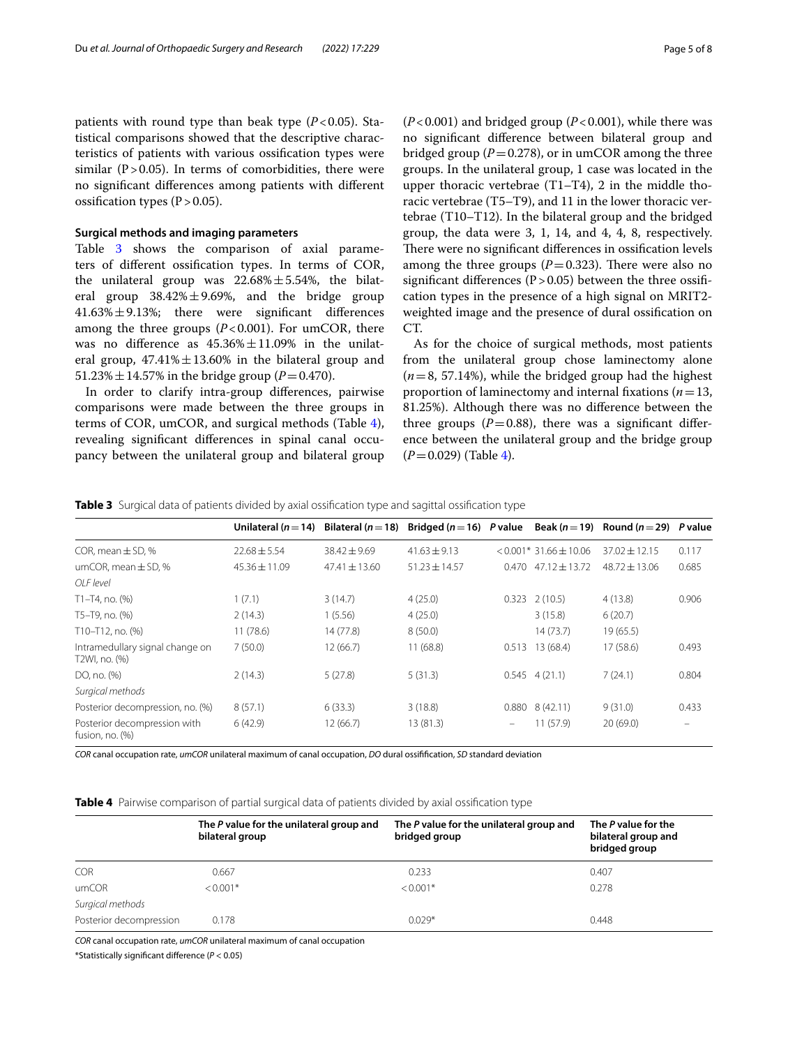patients with round type than beak type ($P < 0.05$). Statistical comparisons showed that the descriptive characteristics of patients with various ossification types were similar ($P > 0.05$). In terms of comorbidities, there were no significant differences among patients with different ossification types ($P > 0.05$).

### Surgical methods and imaging parameters

Table 3 shows the comparison of axial parameters of different ossification types. In terms of COR, the unilateral group was 22.68% ± 5.54%, the bilateral group 38.42% ± 9.69%, and the bridge group 41.63% ± 9.13%; there were significant differences among the three groups ($P < 0.001$). For umCOR, there was no difference as 45.36% ± 11.09% in the unilateral group, 47.41% ± 13.60% in the bilateral group and 51.23% ± 14.57% in the bridge group ($P = 0.470$).

In order to clarify intra-group differences, pairwise comparisons were made between the three groups in terms of COR, umCOR, and surgical methods (Table 4), revealing significant differences in spinal canal occupancy between the unilateral group and bilateral group ($P < 0.001$) and bridged group ($P < 0.001$), while there was no significant difference between bilateral group and bridged group ($P = 0.278$), or in umCOR among the three groups. In the unilateral group, 1 case was located in the upper thoracic vertebrae (T1–T4), 2 in the middle thoracic vertebrae (T5–T9), and 11 in the lower thoracic vertebrae (T10–T12). In the bilateral group and the bridged group, the data were 3, 1, 14, and 4, 4, 8, respectively. There were no significant differences in ossification levels among the three groups ($P = 0.323$). There were also no significant differences ($P > 0.05$) between the three ossification types in the presence of a high signal on MRIT2-weighted image and the presence of dural ossification on CT.

As for the choice of surgical methods, most patients from the unilateral group chose laminectomy alone ($n = 8$, 57.14%), while the bridged group had the highest proportion of laminectomy and internal fixations ($n = 13$, 81.25%). Although there was no difference between the three groups ($P = 0.88$), there was a significant difference between the unilateral group and the bridge group ($P = 0.029$) (Table 4).

**Table 3** Surgical data of patients divided by axial ossification type and sagittal ossification type

| | Unilateral ($n = 14$) | Bilateral ($n = 18$) | Bridged ($n = 16$) | *P* value | Beak ($n = 19$) | Round ($n = 29$) | *P* value |
|---|---|---|---|---|---|---|---|
| COR, mean ± SD, % | 22.68 ± 5.54 | 38.42 ± 9.69 | 41.63 ± 9.13 | < 0.001* | 31.66 ± 10.06 | 37.02 ± 12.15 | 0.117 |
| umCOR, mean ± SD, % | 45.36 ± 11.09 | 47.41 ± 13.60 | 51.23 ± 14.57 | 0.470 | 47.12 ± 13.72 | 48.72 ± 13.06 | 0.685 |
| *OLF level* | | | | | | | |
| T1–T4, no. (%) | 1 (7.1) | 3 (14.7) | 4 (25.0) | 0.323 | 2 (10.5) | 4 (13.8) | 0.906 |
| T5–T9, no. (%) | 2 (14.3) | 1 (5.56) | 4 (25.0) | | 3 (15.8) | 6 (20.7) | |
| T10–T12, no. (%) | 11 (78.6) | 14 (77.8) | 8 (50.0) | | 14 (73.7) | 19 (65.5) | |
| Intramedullary signal change on T2WI, no. (%) | 7 (50.0) | 12 (66.7) | 11 (68.8) | 0.513 | 13 (68.4) | 17 (58.6) | 0.493 |
| DO, no. (%) | 2 (14.3) | 5 (27.8) | 5 (31.3) | 0.545 | 4 (21.1) | 7 (24.1) | 0.804 |
| *Surgical methods* | | | | | | | |
| Posterior decompression, no. (%) | 8 (57.1) | 6 (33.3) | 3 (18.8) | 0.880 | 8 (42.11) | 9 (31.0) | 0.433 |
| Posterior decompression with fusion, no. (%) | 6 (42.9) | 12 (66.7) | 13 (81.3) | – | 11 (57.9) | 20 (69.0) | – |

*COR* canal occupation rate, *umCOR* unilateral maximum of canal occupation, *DO* dural ossification, *SD* standard deviation

**Table 4** Pairwise comparison of partial surgical data of patients divided by axial ossification type

| | The *P* value for the unilateral group and bilateral group | The *P* value for the unilateral group and bridged group | The *P* value for the bilateral group and bridged group |
|---|---|---|---|
| COR | 0.667 | 0.233 | 0.407 |
| umCOR | < 0.001* | < 0.001* | 0.278 |
| *Surgical methods* | | | |
| Posterior decompression | 0.178 | 0.029* | 0.448 |

*COR* canal occupation rate, *umCOR* unilateral maximum of canal occupation

*Statistically significant difference ($P < 0.05$)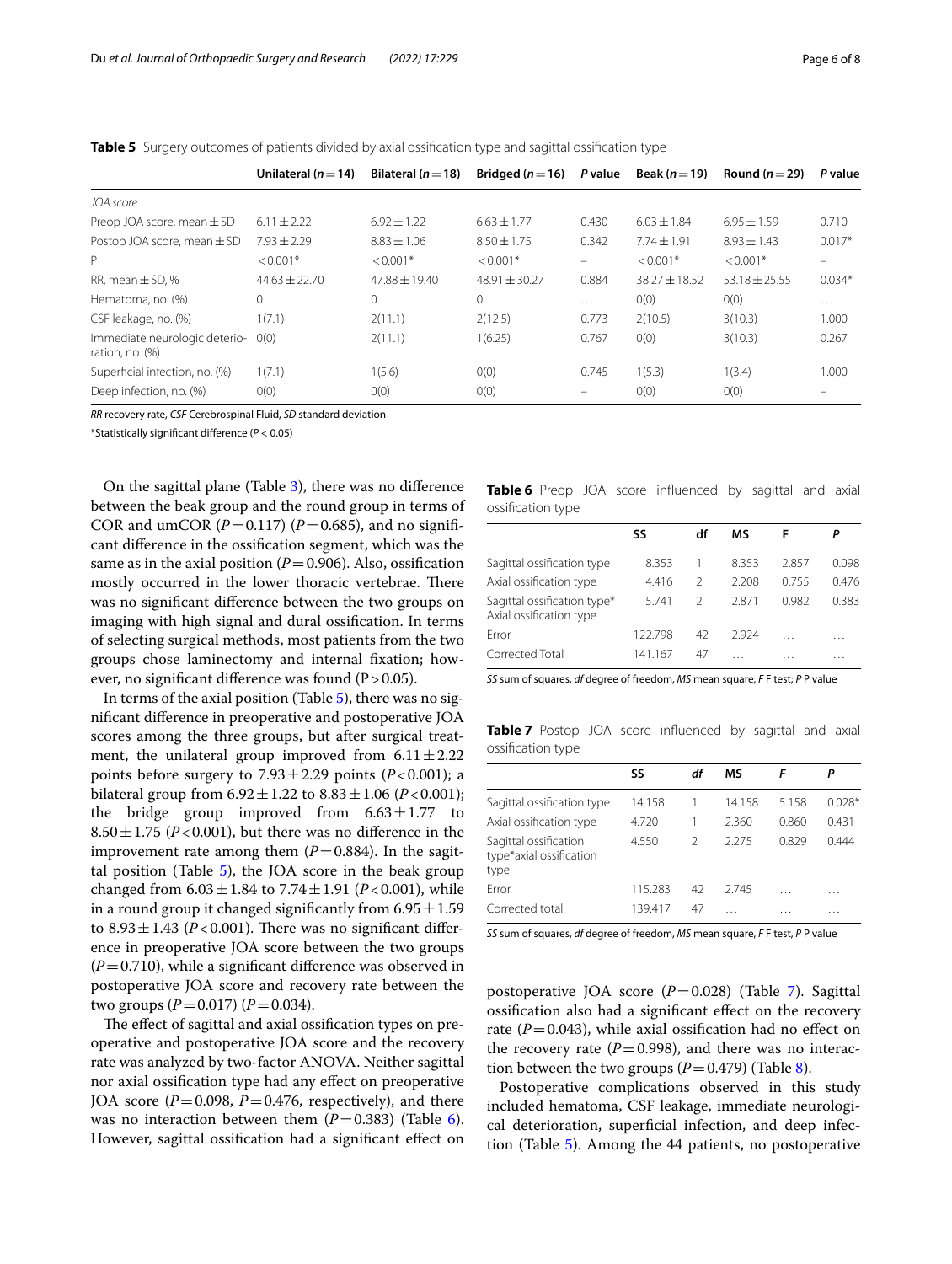**Table 5** Surgery outcomes of patients divided by axial ossification type and sagittal ossification type

| | Unilateral ($n=14$) | Bilateral ($n=18$) | Bridged ($n=16$) | *P* value | Beak ($n=19$) | Round ($n=29$) | *P* value |
|---|---|---|---|---|---|---|---|
| *JOA score* | | | | | | | |
| Preop JOA score, mean ± SD | 6.11 ± 2.22 | 6.92 ± 1.22 | 6.63 ± 1.77 | 0.430 | 6.03 ± 1.84 | 6.95 ± 1.59 | 0.710 |
| Postop JOA score, mean ± SD | 7.93 ± 2.29 | 8.83 ± 1.06 | 8.50 ± 1.75 | 0.342 | 7.74 ± 1.91 | 8.93 ± 1.43 | 0.017* |
| P | < 0.001* | < 0.001* | < 0.001* | – | < 0.001* | < 0.001* | – |
| RR, mean ± SD, % | 44.63 ± 22.70 | 47.88 ± 19.40 | 48.91 ± 30.27 | 0.884 | 38.27 ± 18.52 | 53.18 ± 25.55 | 0.034* |
| Hematoma, no. (%) | 0 | 0 | 0 | … | 0(0) | 0(0) | … |
| CSF leakage, no. (%) | 1(7.1) | 2(11.1) | 2(12.5) | 0.773 | 2(10.5) | 3(10.3) | 1.000 |
| Immediate neurologic deterioration, no. (%) | 0(0) | 2(11.1) | 1(6.25) | 0.767 | 0(0) | 3(10.3) | 0.267 |
| Superficial infection, no. (%) | 1(7.1) | 1(5.6) | 0(0) | 0.745 | 1(5.3) | 1(3.4) | 1.000 |
| Deep infection, no. (%) | 0(0) | 0(0) | 0(0) | – | 0(0) | 0(0) | – |

*RR* recovery rate, *CSF* Cerebrospinal Fluid, *SD* standard deviation

*Statistically significant difference ($P < 0.05$)

On the sagittal plane (Table 3), there was no difference between the beak group and the round group in terms of COR and umCOR ($P=0.117$) ($P=0.685$), and no significant difference in the ossification segment, which was the same as in the axial position ($P=0.906$). Also, ossification mostly occurred in the lower thoracic vertebrae. There was no significant difference between the two groups on imaging with high signal and dural ossification. In terms of selecting surgical methods, most patients from the two groups chose laminectomy and internal fixation; however, no significant difference was found ($P > 0.05$).

In terms of the axial position (Table 5), there was no significant difference in preoperative and postoperative JOA scores among the three groups, but after surgical treatment, the unilateral group improved from $6.11 \pm 2.22$ points before surgery to $7.93 \pm 2.29$ points ($P < 0.001$); a bilateral group from $6.92 \pm 1.22$ to $8.83 \pm 1.06$ ($P < 0.001$); the bridge group improved from $6.63 \pm 1.77$ to $8.50 \pm 1.75$ ($P < 0.001$), but there was no difference in the improvement rate among them ($P=0.884$). In the sagittal position (Table 5), the JOA score in the beak group changed from $6.03 \pm 1.84$ to $7.74 \pm 1.91$ ($P < 0.001$), while in a round group it changed significantly from $6.95 \pm 1.59$ to $8.93 \pm 1.43$ ($P < 0.001$). There was no significant difference in preoperative JOA score between the two groups ($P=0.710$), while a significant difference was observed in postoperative JOA score and recovery rate between the two groups ($P=0.017$) ($P=0.034$).

The effect of sagittal and axial ossification types on preoperative and postoperative JOA score and the recovery rate was analyzed by two-factor ANOVA. Neither sagittal nor axial ossification type had any effect on preoperative JOA score ($P=0.098$, $P=0.476$, respectively), and there was no interaction between them ($P=0.383$) (Table 6). However, sagittal ossification had a significant effect on postoperative JOA score ($P=0.028$) (Table 7). Sagittal ossification also had a significant effect on the recovery rate ($P=0.043$), while axial ossification had no effect on the recovery rate ($P=0.998$), and there was no interaction between the two groups ($P=0.479$) (Table 8).

Postoperative complications observed in this study included hematoma, CSF leakage, immediate neurological deterioration, superficial infection, and deep infection (Table 5). Among the 44 patients, no postoperative

**Table 6** Preop JOA score influenced by sagittal and axial ossification type

| | SS | df | MS | F | P |
|---|---|---|---|---|---|
| Sagittal ossification type | 8.353 | 1 | 8.353 | 2.857 | 0.098 |
| Axial ossification type | 4.416 | 2 | 2.208 | 0.755 | 0.476 |
| Sagittal ossification type* Axial ossification type | 5.741 | 2 | 2.871 | 0.982 | 0.383 |
| Error | 122.798 | 42 | 2.924 | … | … |
| Corrected Total | 141.167 | 47 | … | … | … |

*SS* sum of squares, *df* degree of freedom, *MS* mean square, *F* F test; *P* P value

**Table 7** Postop JOA score influenced by sagittal and axial ossification type

| | SS | *df* | MS | *F* | *P* |
|---|---|---|---|---|---|
| Sagittal ossification type | 14.158 | 1 | 14.158 | 5.158 | 0.028* |
| Axial ossification type | 4.720 | 1 | 2.360 | 0.860 | 0.431 |
| Sagittal ossification type*axial ossification type | 4.550 | 2 | 2.275 | 0.829 | 0.444 |
| Error | 115.283 | 42 | 2.745 | … | … |
| Corrected total | 139.417 | 47 | … | … | … |

*SS* sum of squares, *df* degree of freedom, *MS* mean square, *F* F test, *P* P value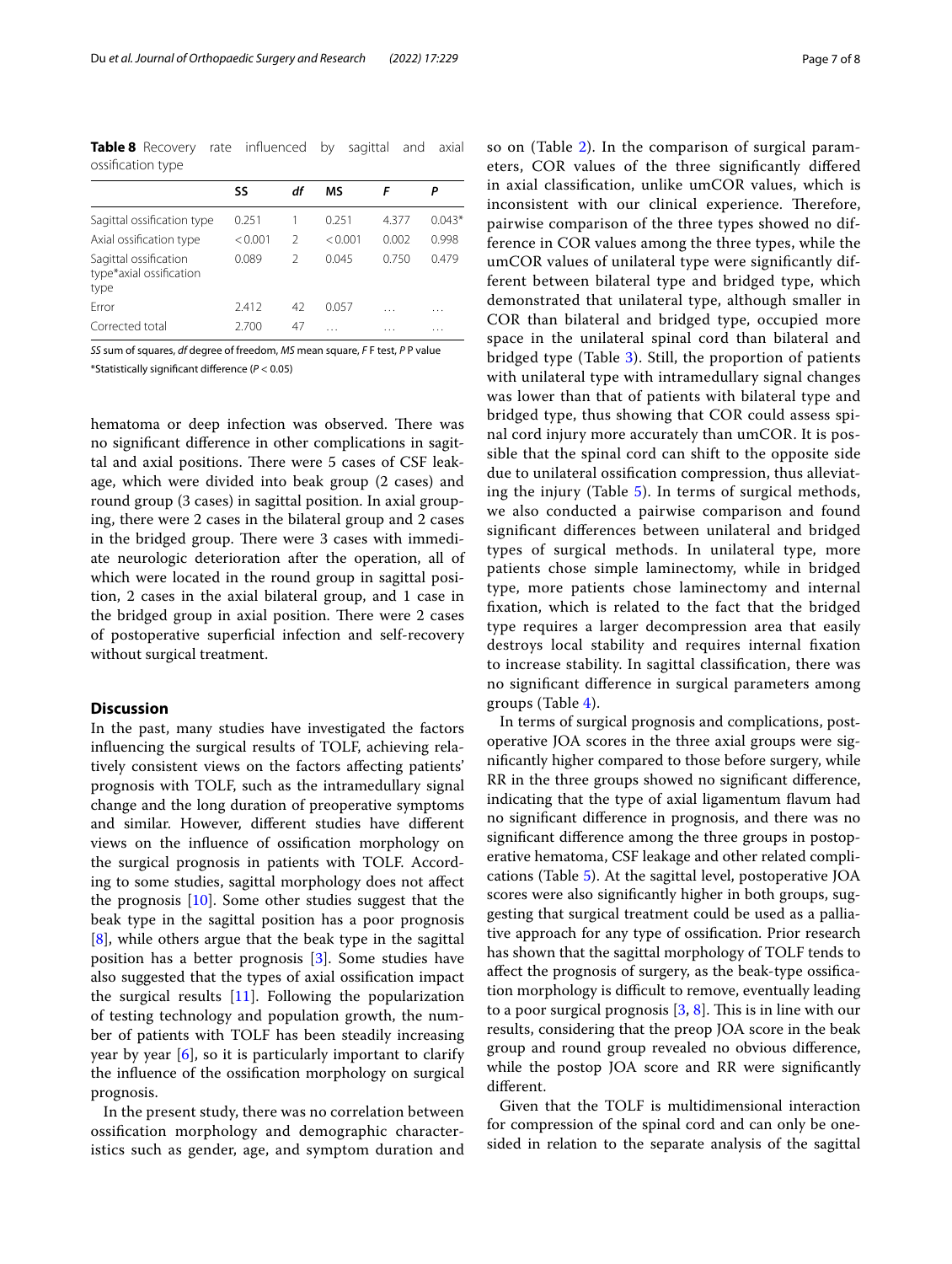**Table 8** Recovery rate influenced by sagittal and axial ossification type

| | SS | df | MS | F | P |
|---|---|---|---|---|---|
| Sagittal ossification type | 0.251 | 1 | 0.251 | 4.377 | 0.043* |
| Axial ossification type | < 0.001 | 2 | < 0.001 | 0.002 | 0.998 |
| Sagittal ossification type*axial ossification type | 0.089 | 2 | 0.045 | 0.750 | 0.479 |
| Error | 2.412 | 42 | 0.057 | … | … |
| Corrected total | 2.700 | 47 | … | … | … |

*SS* sum of squares, *df* degree of freedom, *MS* mean square, *F* F test, *P* P value

*Statistically significant difference ($P < 0.05$)

hematoma or deep infection was observed. There was no significant difference in other complications in sagittal and axial positions. There were 5 cases of CSF leakage, which were divided into beak group (2 cases) and round group (3 cases) in sagittal position. In axial grouping, there were 2 cases in the bilateral group and 2 cases in the bridged group. There were 3 cases with immediate neurologic deterioration after the operation, all of which were located in the round group in sagittal position, 2 cases in the axial bilateral group, and 1 case in the bridged group in axial position. There were 2 cases of postoperative superficial infection and self-recovery without surgical treatment.

## Discussion

In the past, many studies have investigated the factors influencing the surgical results of TOLF, achieving relatively consistent views on the factors affecting patients' prognosis with TOLF, such as the intramedullary signal change and the long duration of preoperative symptoms and similar. However, different studies have different views on the influence of ossification morphology on the surgical prognosis in patients with TOLF. According to some studies, sagittal morphology does not affect the prognosis [10]. Some other studies suggest that the beak type in the sagittal position has a poor prognosis [8], while others argue that the beak type in the sagittal position has a better prognosis [3]. Some studies have also suggested that the types of axial ossification impact the surgical results [11]. Following the popularization of testing technology and population growth, the number of patients with TOLF has been steadily increasing year by year [6], so it is particularly important to clarify the influence of the ossification morphology on surgical prognosis.

In the present study, there was no correlation between ossification morphology and demographic characteristics such as gender, age, and symptom duration and so on (Table 2). In the comparison of surgical parameters, COR values of the three significantly differed in axial classification, unlike umCOR values, which is inconsistent with our clinical experience. Therefore, pairwise comparison of the three types showed no difference in COR values among the three types, while the umCOR values of unilateral type were significantly different between bilateral type and bridged type, which demonstrated that unilateral type, although smaller in COR than bilateral and bridged type, occupied more space in the unilateral spinal cord than bilateral and bridged type (Table 3). Still, the proportion of patients with unilateral type with intramedullary signal changes was lower than that of patients with bilateral type and bridged type, thus showing that COR could assess spinal cord injury more accurately than umCOR. It is possible that the spinal cord can shift to the opposite side due to unilateral ossification compression, thus alleviating the injury (Table 5). In terms of surgical methods, we also conducted a pairwise comparison and found significant differences between unilateral and bridged types of surgical methods. In unilateral type, more patients chose simple laminectomy, while in bridged type, more patients chose laminectomy and internal fixation, which is related to the fact that the bridged type requires a larger decompression area that easily destroys local stability and requires internal fixation to increase stability. In sagittal classification, there was no significant difference in surgical parameters among groups (Table 4).

In terms of surgical prognosis and complications, postoperative JOA scores in the three axial groups were significantly higher compared to those before surgery, while RR in the three groups showed no significant difference, indicating that the type of axial ligamentum flavum had no significant difference in prognosis, and there was no significant difference among the three groups in postoperative hematoma, CSF leakage and other related complications (Table 5). At the sagittal level, postoperative JOA scores were also significantly higher in both groups, suggesting that surgical treatment could be used as a palliative approach for any type of ossification. Prior research has shown that the sagittal morphology of TOLF tends to affect the prognosis of surgery, as the beak-type ossification morphology is difficult to remove, eventually leading to a poor surgical prognosis [3, 8]. This is in line with our results, considering that the preop JOA score in the beak group and round group revealed no obvious difference, while the postop JOA score and RR were significantly different.

Given that the TOLF is multidimensional interaction for compression of the spinal cord and can only be one-sided in relation to the separate analysis of the sagittal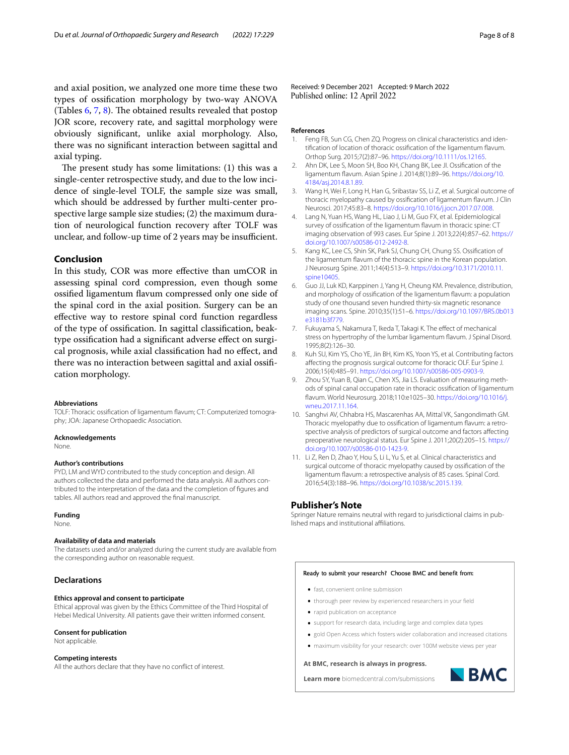and axial position, we analyzed one more time these two types of ossification morphology by two-way ANOVA (Tables 6, 7, 8). The obtained results revealed that postop JOR score, recovery rate, and sagittal morphology were obviously significant, unlike axial morphology. Also, there was no significant interaction between sagittal and axial typing.

The present study has some limitations: (1) this was a single-center retrospective study, and due to the low incidence of single-level TOLF, the sample size was small, which should be addressed by further multi-center prospective large sample size studies; (2) the maximum duration of neurological function recovery after TOLF was unclear, and follow-up time of 2 years may be insufficient.

## Conclusion

In this study, COR was more effective than umCOR in assessing spinal cord compression, even though some ossified ligamentum flavum compressed only one side of the spinal cord in the axial position. Surgery can be an effective way to restore spinal cord function regardless of the type of ossification. In sagittal classification, beak-type ossification had a significant adverse effect on surgical prognosis, while axial classification had no effect, and there was no interaction between sagittal and axial ossification morphology.

#### Abbreviations

TOLF: Thoracic ossification of ligamentum flavum; CT: Computerized tomography; JOA: Japanese Orthopaedic Association.

#### Acknowledgements

None.

#### Author's contributions

PYD, LM and WYD contributed to the study conception and design. All authors collected the data and performed the data analysis. All authors contributed to the interpretation of the data and the completion of figures and tables. All authors read and approved the final manuscript.

#### Funding

None.

#### Availability of data and materials

The datasets used and/or analyzed during the current study are available from the corresponding author on reasonable request.

### Declarations

#### Ethics approval and consent to participate

Ethical approval was given by the Ethics Committee of the Third Hospital of Hebei Medical University. All patients gave their written informed consent.

#### Consent for publication

Not applicable.

#### Competing interests

All the authors declare that they have no conflict of interest.

Received: 9 December 2021 Accepted: 9 March 2022
Published online: 12 April 2022

#### References

1. Feng FB, Sun CG, Chen ZQ. Progress on clinical characteristics and identification of location of thoracic ossification of the ligamentum flavum. Orthop Surg. 2015;7(2):87–96. https://doi.org/10.1111/os.12165.
2. Ahn DK, Lee S, Moon SH, Boo KH, Chang BK, Lee JI. Ossification of the ligamentum flavum. Asian Spine J. 2014;8(1):89–96. https://doi.org/10.4184/asj.2014.8.1.89.
3. Wang H, Wei F, Long H, Han G, Sribastav SS, Li Z, et al. Surgical outcome of thoracic myelopathy caused by ossification of ligamentum flavum. J Clin Neurosci. 2017;45:83–8. https://doi.org/10.1016/j.jocn.2017.07.008.
4. Lang N, Yuan HS, Wang HL, Liao J, Li M, Guo FX, et al. Epidemiological survey of ossification of the ligamentum flavum in thoracic spine: CT imaging observation of 993 cases. Eur Spine J. 2013;22(4):857–62. https://doi.org/10.1007/s00586-012-2492-8.
5. Kang KC, Lee CS, Shin SK, Park SJ, Chung CH, Chung SS. Ossification of the ligamentum flavum of the thoracic spine in the Korean population. J Neurosurg Spine. 2011;14(4):513–9. https://doi.org/10.3171/2010.11.spine10405.
6. Guo JJ, Luk KD, Karppinen J, Yang H, Cheung KM. Prevalence, distribution, and morphology of ossification of the ligamentum flavum: a population study of one thousand seven hundred thirty-six magnetic resonance imaging scans. Spine. 2010;35(1):51–6. https://doi.org/10.1097/BRS.0b013e3181b3f779.
7. Fukuyama S, Nakamura T, Ikeda T, Takagi K. The effect of mechanical stress on hypertrophy of the lumbar ligamentum flavum. J Spinal Disord. 1995;8(2):126–30.
8. Kuh SU, Kim YS, Cho YE, Jin BH, Kim KS, Yoon YS, et al. Contributing factors affecting the prognosis surgical outcome for thoracic OLF. Eur Spine J. 2006;15(4):485–91. https://doi.org/10.1007/s00586-005-0903-9.
9. Zhou SY, Yuan B, Qian C, Chen XS, Jia LS. Evaluation of measuring methods of spinal canal occupation rate in thoracic ossification of ligamentum flavum. World Neurosurg. 2018;110:e1025–30. https://doi.org/10.1016/j.wneu.2017.11.164.
10. Sanghvi AV, Chhabra HS, Mascarenhas AA, Mittal VK, Sangondimath GM. Thoracic myelopathy due to ossification of ligamentum flavum: a retrospective analysis of predictors of surgical outcome and factors affecting preoperative neurological status. Eur Spine J. 2011;20(2):205–15. https://doi.org/10.1007/s00586-010-1423-9.
11. Li Z, Ren D, Zhao Y, Hou S, Li L, Yu S, et al. Clinical characteristics and surgical outcome of thoracic myelopathy caused by ossification of the ligamentum flavum: a retrospective analysis of 85 cases. Spinal Cord. 2016;54(3):188–96. https://doi.org/10.1038/sc.2015.139.

## Publisher's Note

Springer Nature remains neutral with regard to jurisdictional claims in published maps and institutional affiliations.

Ready to submit your research? Choose BMC and benefit from:

- fast, convenient online submission
- thorough peer review by experienced researchers in your field
- rapid publication on acceptance
- support for research data, including large and complex data types
- gold Open Access which fosters wider collaboration and increased citations
- maximum visibility for your research: over 100M website views per year

**At BMC, research is always in progress.**

**Learn more** biomedcentral.com/submissions

BMC